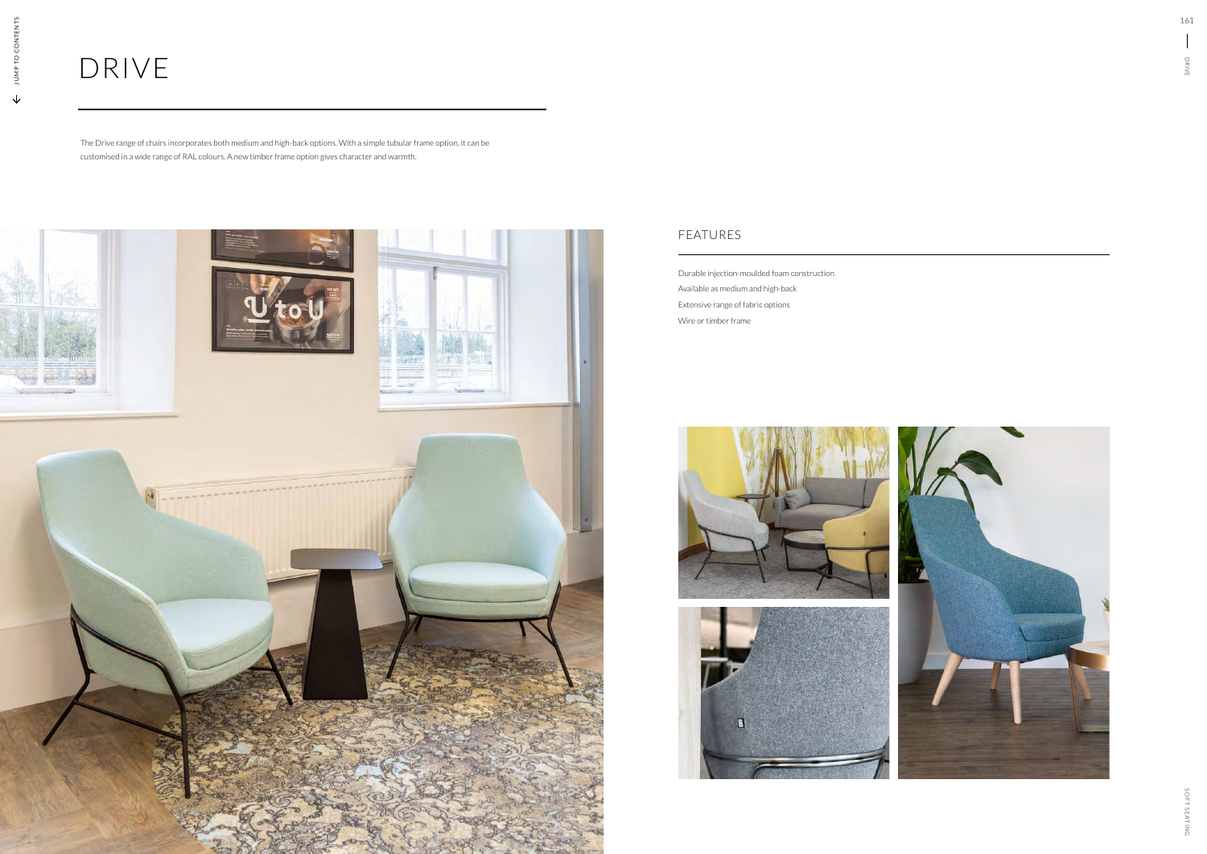# DRIVE

The Drive range of chairs incorporates both medium and high-back options. With a simple tubular frame option, it can be customised in a wide range of RAL colours. A new timber frame option gives character and warmth.

## FEATURES

Durable injection-moulded foam construction

Available as medium and high-back

Extensive range of fabric options

Wire or timber frame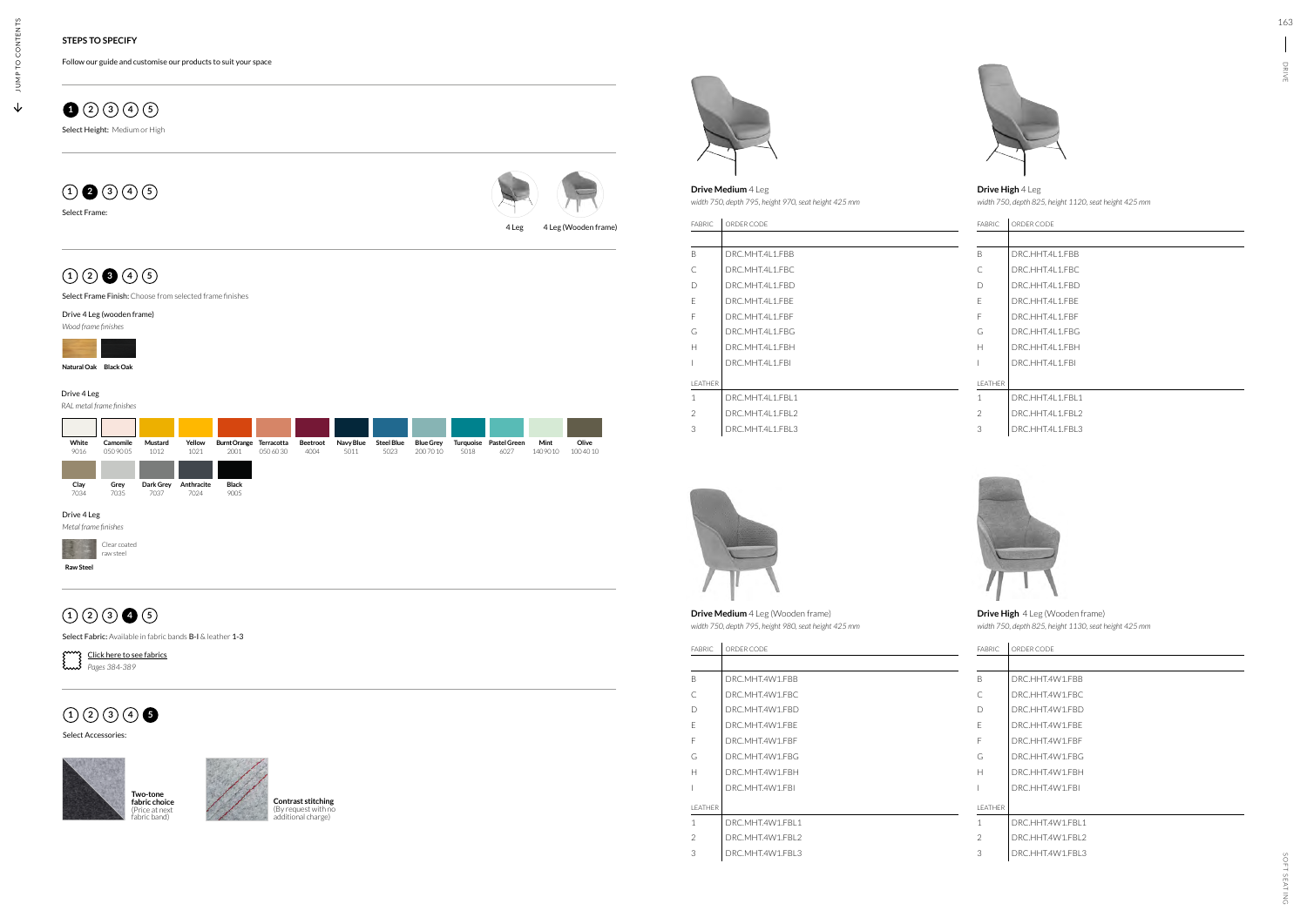## STEPS TO SPECIFY

Follow our guide and customise our products to suit your space

**1** 2 3 4 5

Select Height: Medium or High

1 **2** 3 4 5

Select Frame:

4 Leg

4 Leg (Wooden frame)

1 2 **3** 4 5

Select Frame Finish: Choose from selected frame finishes

Drive 4 Leg (wooden frame)

*Wood frame finishes*

**Natural Oak** **Black Oak**

Drive 4 Leg

*RAL metal frame finishes*

| **White** | **Camomile** | **Mustard** | **Yellow** | **Burnt Orange** | **Terracotta** | **Beetroot** | **Navy Blue** | **Steel Blue** | **Blue Grey** | **Turquoise** | **Pastel Green** | **Mint** | **Olive** |
|---|---|---|---|---|---|---|---|---|---|---|---|---|---|
| 9016 | 050 90 05 | 1012 | 1021 | 2001 | 050 60 30 | 4004 | 5011 | 5023 | 200 70 10 | 5018 | 6027 | 140 90 10 | 100 40 10 |

| **Clay** | **Grey** | **Dark Grey** | **Anthracite** | **Black** |
|---|---|---|---|---|
| 7034 | 7035 | 7037 | 7024 | 9005 |

Drive 4 Leg

*Metal frame finishes*

Clear coated raw steel

**Raw Steel**

1 2 3 **4** 5

Select Fabric: Available in fabric bands **B-I** & leather **1-3**

Click here to see fabrics

*Pages 384-389*

1 2 3 4 **5**

Select Accessories:

**Two-tone fabric choice** (Price at next fabric band)

**Contrast stitching** (By request with no additional charge)

**Drive Medium** 4 Leg

*width 750, depth 795, height 970, seat height 425 mm*

| FABRIC | ORDER CODE |
|---|---|
| B | DRC.MHT.4L1.FBB |
| C | DRC.MHT.4L1.FBC |
| D | DRC.MHT.4L1.FBD |
| E | DRC.MHT.4L1.FBE |
| F | DRC.MHT.4L1.FBF |
| G | DRC.MHT.4L1.FBG |
| H | DRC.MHT.4L1.FBH |
| I | DRC.MHT.4L1.FBI |
| LEATHER | |
| 1 | DRC.MHT.4L1.FBL1 |
| 2 | DRC.MHT.4L1.FBL2 |
| 3 | DRC.MHT.4L1.FBL3 |

**Drive High** 4 Leg

*width 750, depth 825, height 1120, seat height 425 mm*

| FABRIC | ORDER CODE |
|---|---|
| B | DRC.HHT.4L1.FBB |
| C | DRC.HHT.4L1.FBC |
| D | DRC.HHT.4L1.FBD |
| E | DRC.HHT.4L1.FBE |
| F | DRC.HHT.4L1.FBF |
| G | DRC.HHT.4L1.FBG |
| H | DRC.HHT.4L1.FBH |
| I | DRC.HHT.4L1.FBI |
| LEATHER | |
| 1 | DRC.HHT.4L1.FBL1 |
| 2 | DRC.HHT.4L1.FBL2 |
| 3 | DRC.HHT.4L1.FBL3 |

**Drive Medium** 4 Leg (Wooden frame)

*width 750, depth 795, height 980, seat height 425 mm*

| FABRIC | ORDER CODE |
|---|---|
| B | DRC.MHT.4W1.FBB |
| C | DRC.MHT.4W1.FBC |
| D | DRC.MHT.4W1.FBD |
| E | DRC.MHT.4W1.FBE |
| F | DRC.MHT.4W1.FBF |
| G | DRC.MHT.4W1.FBG |
| H | DRC.MHT.4W1.FBH |
| I | DRC.MHT.4W1.FBI |
| LEATHER | |
| 1 | DRC.MHT.4W1.FBL1 |
| 2 | DRC.MHT.4W1.FBL2 |
| 3 | DRC.MHT.4W1.FBL3 |

**Drive High** 4 Leg (Wooden frame)

*width 750, depth 825, height 1130, seat height 425 mm*

| FABRIC | ORDER CODE |
|---|---|
| B | DRC.HHT.4W1.FBB |
| C | DRC.HHT.4W1.FBC |
| D | DRC.HHT.4W1.FBD |
| E | DRC.HHT.4W1.FBE |
| F | DRC.HHT.4W1.FBF |
| G | DRC.HHT.4W1.FBG |
| H | DRC.HHT.4W1.FBH |
| I | DRC.HHT.4W1.FBI |
| LEATHER | |
| 1 | DRC.HHT.4W1.FBL1 |
| 2 | DRC.HHT.4W1.FBL2 |
| 3 | DRC.HHT.4W1.FBL3 |